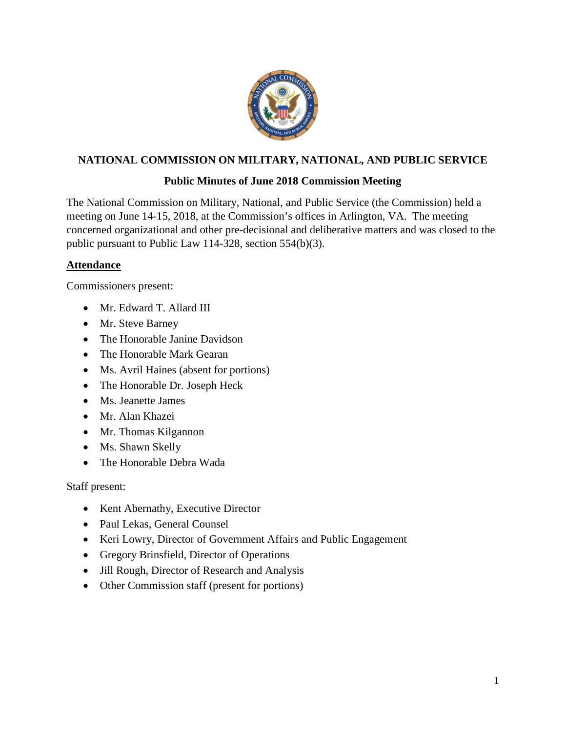# NATIONAL COMMISSION ON MILITARY, NATIONAL, AND PUBLIC SERVICE

## Public Minutes of June 2018 Commission Meeting

The National Commission on Military, National, and Public Service (the Commission) held a meeting on June 14-15, 2018, at the Commission's offices in Arlington, VA. The meeting concerned organizational and other pre-decisional and deliberative matters and was closed to the public pursuant to Public Law 114-328, section 554(b)(3).

### Attendance

Commissioners present:

- Mr. Edward T. Allard III
- Mr. Steve Barney
- The Honorable Janine Davidson
- The Honorable Mark Gearan
- Ms. Avril Haines (absent for portions)
- The Honorable Dr. Joseph Heck
- Ms. Jeanette James
- Mr. Alan Khazei
- Mr. Thomas Kilgannon
- Ms. Shawn Skelly
- The Honorable Debra Wada

Staff present:

- Kent Abernathy, Executive Director
- Paul Lekas, General Counsel
- Keri Lowry, Director of Government Affairs and Public Engagement
- Gregory Brinsfield, Director of Operations
- Jill Rough, Director of Research and Analysis
- Other Commission staff (present for portions)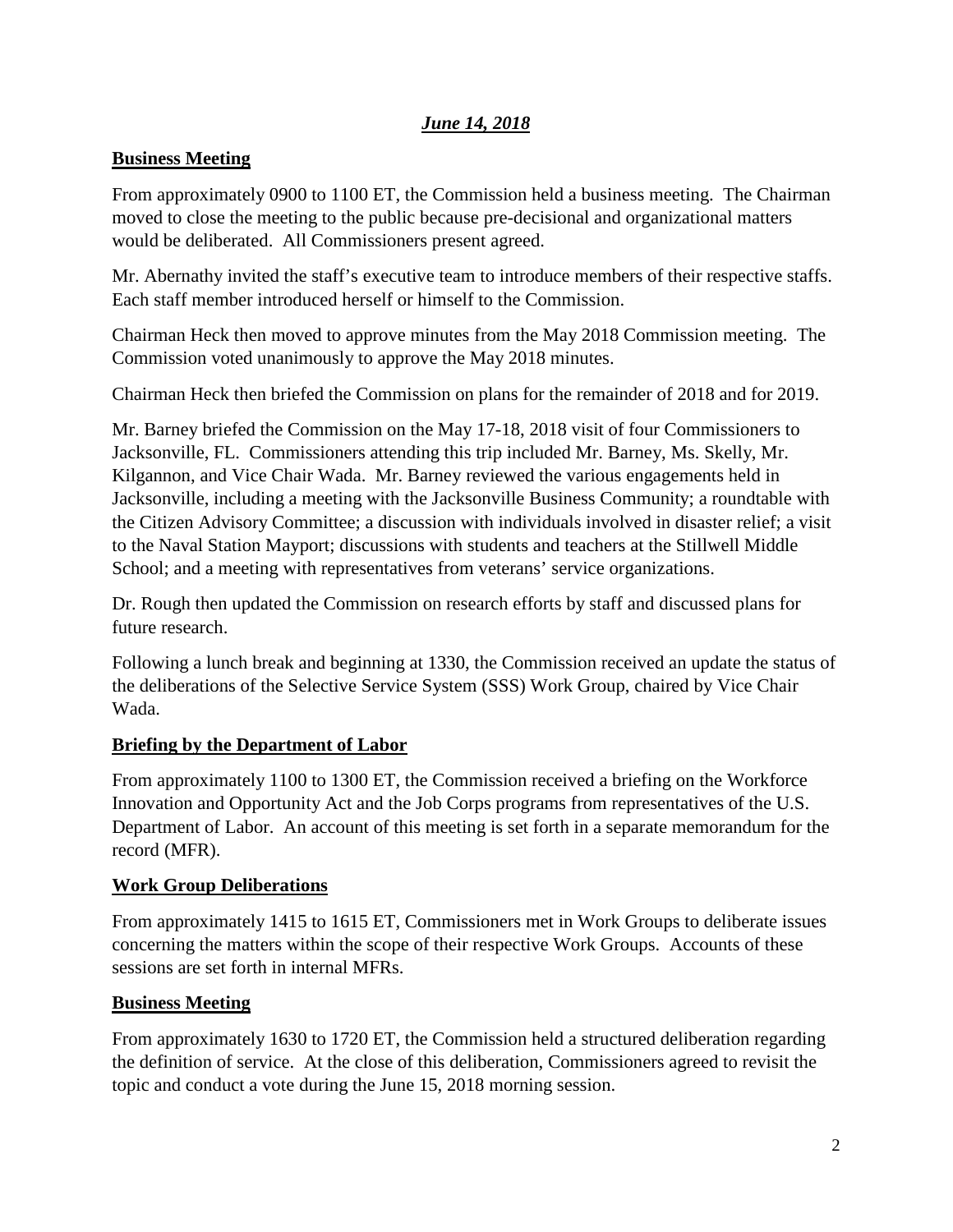***June 14, 2018***

**Business Meeting**

From approximately 0900 to 1100 ET, the Commission held a business meeting. The Chairman moved to close the meeting to the public because pre-decisional and organizational matters would be deliberated. All Commissioners present agreed.

Mr. Abernathy invited the staff's executive team to introduce members of their respective staffs. Each staff member introduced herself or himself to the Commission.

Chairman Heck then moved to approve minutes from the May 2018 Commission meeting. The Commission voted unanimously to approve the May 2018 minutes.

Chairman Heck then briefed the Commission on plans for the remainder of 2018 and for 2019.

Mr. Barney briefed the Commission on the May 17-18, 2018 visit of four Commissioners to Jacksonville, FL. Commissioners attending this trip included Mr. Barney, Ms. Skelly, Mr. Kilgannon, and Vice Chair Wada. Mr. Barney reviewed the various engagements held in Jacksonville, including a meeting with the Jacksonville Business Community; a roundtable with the Citizen Advisory Committee; a discussion with individuals involved in disaster relief; a visit to the Naval Station Mayport; discussions with students and teachers at the Stillwell Middle School; and a meeting with representatives from veterans' service organizations.

Dr. Rough then updated the Commission on research efforts by staff and discussed plans for future research.

Following a lunch break and beginning at 1330, the Commission received an update the status of the deliberations of the Selective Service System (SSS) Work Group, chaired by Vice Chair Wada.

**Briefing by the Department of Labor**

From approximately 1100 to 1300 ET, the Commission received a briefing on the Workforce Innovation and Opportunity Act and the Job Corps programs from representatives of the U.S. Department of Labor. An account of this meeting is set forth in a separate memorandum for the record (MFR).

**Work Group Deliberations**

From approximately 1415 to 1615 ET, Commissioners met in Work Groups to deliberate issues concerning the matters within the scope of their respective Work Groups. Accounts of these sessions are set forth in internal MFRs.

**Business Meeting**

From approximately 1630 to 1720 ET, the Commission held a structured deliberation regarding the definition of service. At the close of this deliberation, Commissioners agreed to revisit the topic and conduct a vote during the June 15, 2018 morning session.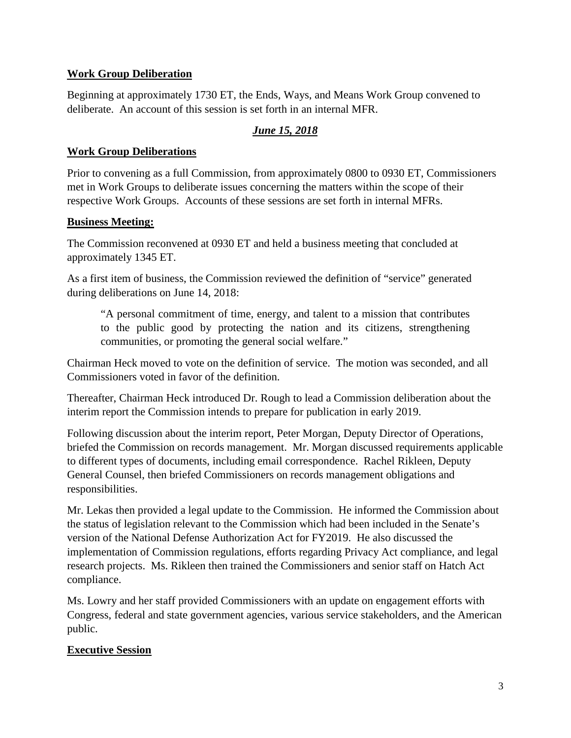**Work Group Deliberation**

Beginning at approximately 1730 ET, the Ends, Ways, and Means Work Group convened to deliberate. An account of this session is set forth in an internal MFR.

***June 15, 2018***

**Work Group Deliberations**

Prior to convening as a full Commission, from approximately 0800 to 0930 ET, Commissioners met in Work Groups to deliberate issues concerning the matters within the scope of their respective Work Groups. Accounts of these sessions are set forth in internal MFRs.

**Business Meeting:**

The Commission reconvened at 0930 ET and held a business meeting that concluded at approximately 1345 ET.

As a first item of business, the Commission reviewed the definition of "service" generated during deliberations on June 14, 2018:

> "A personal commitment of time, energy, and talent to a mission that contributes to the public good by protecting the nation and its citizens, strengthening communities, or promoting the general social welfare."

Chairman Heck moved to vote on the definition of service. The motion was seconded, and all Commissioners voted in favor of the definition.

Thereafter, Chairman Heck introduced Dr. Rough to lead a Commission deliberation about the interim report the Commission intends to prepare for publication in early 2019.

Following discussion about the interim report, Peter Morgan, Deputy Director of Operations, briefed the Commission on records management. Mr. Morgan discussed requirements applicable to different types of documents, including email correspondence. Rachel Rikleen, Deputy General Counsel, then briefed Commissioners on records management obligations and responsibilities.

Mr. Lekas then provided a legal update to the Commission. He informed the Commission about the status of legislation relevant to the Commission which had been included in the Senate's version of the National Defense Authorization Act for FY2019. He also discussed the implementation of Commission regulations, efforts regarding Privacy Act compliance, and legal research projects. Ms. Rikleen then trained the Commissioners and senior staff on Hatch Act compliance.

Ms. Lowry and her staff provided Commissioners with an update on engagement efforts with Congress, federal and state government agencies, various service stakeholders, and the American public.

**Executive Session**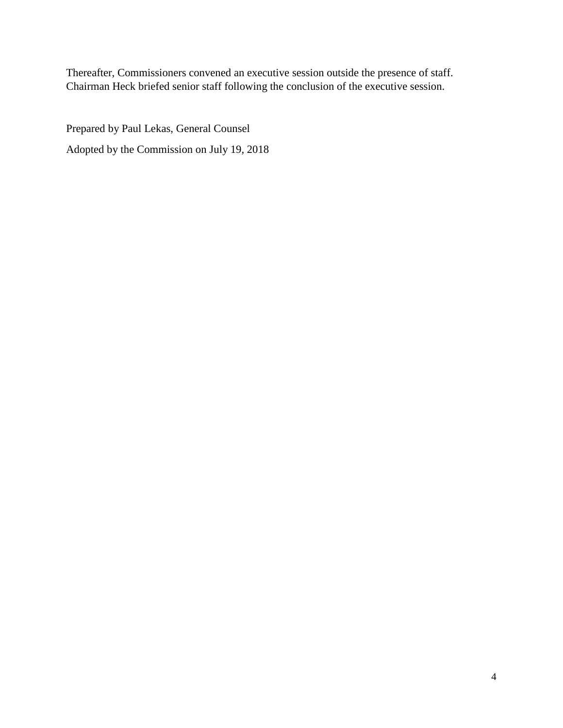Thereafter, Commissioners convened an executive session outside the presence of staff. Chairman Heck briefed senior staff following the conclusion of the executive session.

Prepared by Paul Lekas, General Counsel

Adopted by the Commission on July 19, 2018